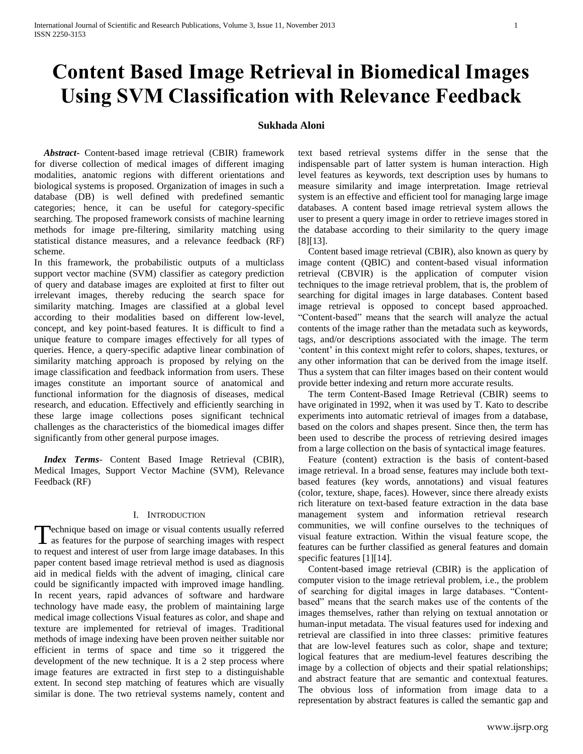# Content Based Image Retrieval in Biomedical Images Using SVM Classification with Relevance Feedback

**Sukhada Aloni**

***Abstract-*** Content-based image retrieval (CBIR) framework for diverse collection of medical images of different imaging modalities, anatomic regions with different orientations and biological systems is proposed. Organization of images in such a database (DB) is well defined with predefined semantic categories; hence, it can be useful for category-specific searching. The proposed framework consists of machine learning methods for image pre-filtering, similarity matching using statistical distance measures, and a relevance feedback (RF) scheme.

In this framework, the probabilistic outputs of a multiclass support vector machine (SVM) classifier as category prediction of query and database images are exploited at first to filter out irrelevant images, thereby reducing the search space for similarity matching. Images are classified at a global level according to their modalities based on different low-level, concept, and key point-based features. It is difficult to find a unique feature to compare images effectively for all types of queries. Hence, a query-specific adaptive linear combination of similarity matching approach is proposed by relying on the image classification and feedback information from users. These images constitute an important source of anatomical and functional information for the diagnosis of diseases, medical research, and education. Effectively and efficiently searching in these large image collections poses significant technical challenges as the characteristics of the biomedical images differ significantly from other general purpose images.

***Index Terms*-** Content Based Image Retrieval (CBIR), Medical Images, Support Vector Machine (SVM), Relevance Feedback (RF)

## I. Introduction

Technique based on image or visual contents usually referred as features for the purpose of searching images with respect to request and interest of user from large image databases. In this paper content based image retrieval method is used as diagnosis aid in medical fields with the advent of imaging, clinical care could be significantly impacted with improved image handling. In recent years, rapid advances of software and hardware technology have made easy, the problem of maintaining large medical image collections Visual features as color, and shape and texture are implemented for retrieval of images. Traditional methods of image indexing have been proven neither suitable nor efficient in terms of space and time so it triggered the development of the new technique. It is a 2 step process where image features are extracted in first step to a distinguishable extent. In second step matching of features which are visually similar is done. The two retrieval systems namely, content and text based retrieval systems differ in the sense that the indispensable part of latter system is human interaction. High level features as keywords, text description uses by humans to measure similarity and image interpretation. Image retrieval system is an effective and efficient tool for managing large image databases. A content based image retrieval system allows the user to present a query image in order to retrieve images stored in the database according to their similarity to the query image [8][13].

Content based image retrieval (CBIR), also known as query by image content (QBIC) and content-based visual information retrieval (CBVIR) is the application of computer vision techniques to the image retrieval problem, that is, the problem of searching for digital images in large databases. Content based image retrieval is opposed to concept based approached. "Content-based" means that the search will analyze the actual contents of the image rather than the metadata such as keywords, tags, and/or descriptions associated with the image. The term 'content' in this context might refer to colors, shapes, textures, or any other information that can be derived from the image itself. Thus a system that can filter images based on their content would provide better indexing and return more accurate results.

The term Content-Based Image Retrieval (CBIR) seems to have originated in 1992, when it was used by T. Kato to describe experiments into automatic retrieval of images from a database, based on the colors and shapes present. Since then, the term has been used to describe the process of retrieving desired images from a large collection on the basis of syntactical image features.

Feature (content) extraction is the basis of content-based image retrieval. In a broad sense, features may include both text-based features (key words, annotations) and visual features (color, texture, shape, faces). However, since there already exists rich literature on text-based feature extraction in the data base management system and information retrieval research communities, we will confine ourselves to the techniques of visual feature extraction. Within the visual feature scope, the features can be further classified as general features and domain specific features [1][14].

Content-based image retrieval (CBIR) is the application of computer vision to the image retrieval problem, i.e., the problem of searching for digital images in large databases. "Content-based" means that the search makes use of the contents of the images themselves, rather than relying on textual annotation or human-input metadata. The visual features used for indexing and retrieval are classified in into three classes: primitive features that are low-level features such as color, shape and texture; logical features that are medium-level features describing the image by a collection of objects and their spatial relationships; and abstract feature that are semantic and contextual features. The obvious loss of information from image data to a representation by abstract features is called the semantic gap and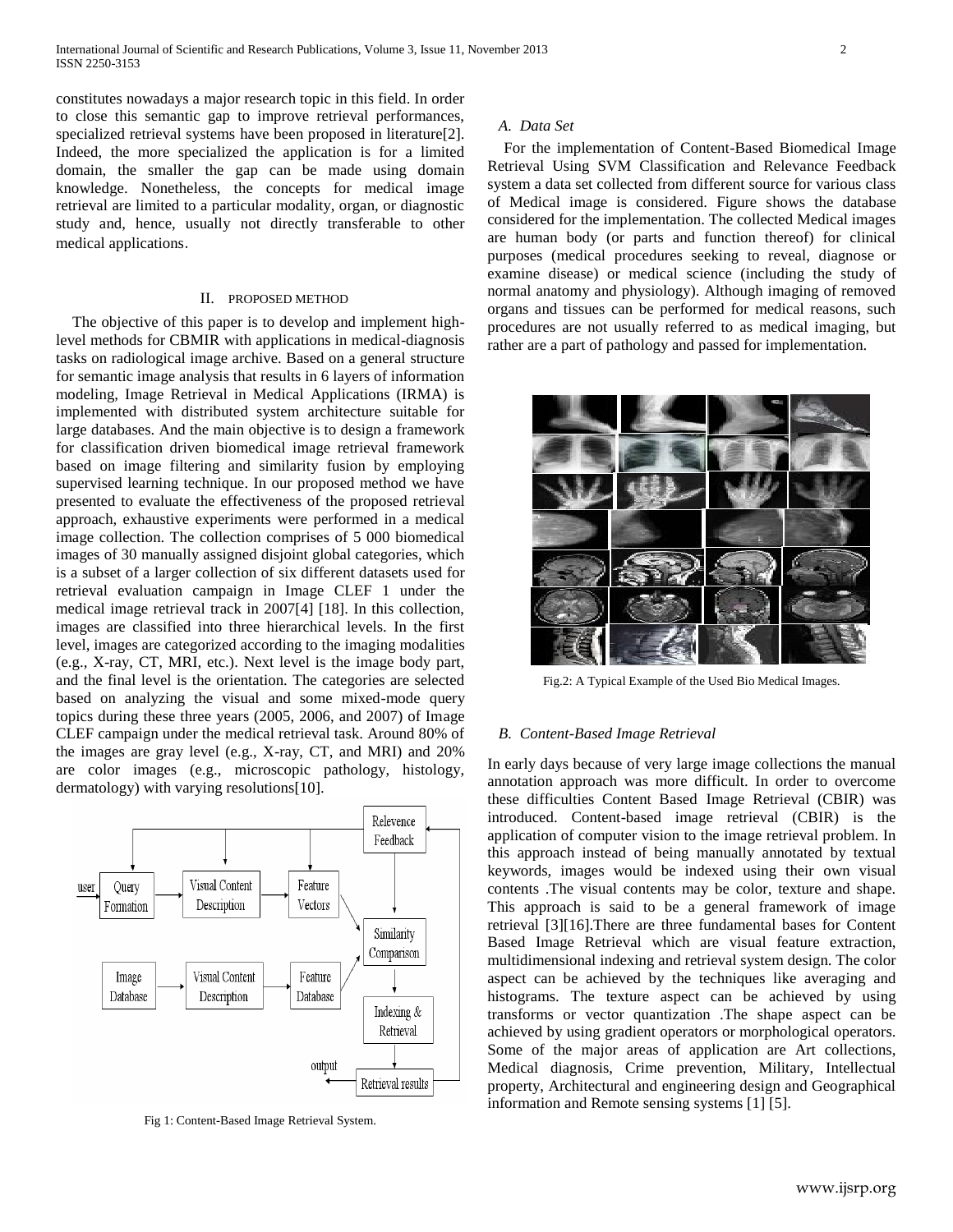constitutes nowadays a major research topic in this field. In order to close this semantic gap to improve retrieval performances, specialized retrieval systems have been proposed in literature[2]. Indeed, the more specialized the application is for a limited domain, the smaller the gap can be made using domain knowledge. Nonetheless, the concepts for medical image retrieval are limited to a particular modality, organ, or diagnostic study and, hence, usually not directly transferable to other medical applications.

## II. PROPOSED METHOD

The objective of this paper is to develop and implement high-level methods for CBMIR with applications in medical-diagnosis tasks on radiological image archive. Based on a general structure for semantic image analysis that results in 6 layers of information modeling, Image Retrieval in Medical Applications (IRMA) is implemented with distributed system architecture suitable for large databases. And the main objective is to design a framework for classification driven biomedical image retrieval framework based on image filtering and similarity fusion by employing supervised learning technique. In our proposed method we have presented to evaluate the effectiveness of the proposed retrieval approach, exhaustive experiments were performed in a medical image collection. The collection comprises of 5 000 biomedical images of 30 manually assigned disjoint global categories, which is a subset of a larger collection of six different datasets used for retrieval evaluation campaign in Image CLEF 1 under the medical image retrieval track in 2007[4] [18]. In this collection, images are classified into three hierarchical levels. In the first level, images are categorized according to the imaging modalities (e.g., X-ray, CT, MRI, etc.). Next level is the image body part, and the final level is the orientation. The categories are selected based on analyzing the visual and some mixed-mode query topics during these three years (2005, 2006, and 2007) of Image CLEF campaign under the medical retrieval task. Around 80% of the images are gray level (e.g., X-ray, CT, and MRI) and 20% are color images (e.g., microscopic pathology, histology, dermatology) with varying resolutions[10].

Fig 1: Content-Based Image Retrieval System.

### A. Data Set

For the implementation of Content-Based Biomedical Image Retrieval Using SVM Classification and Relevance Feedback system a data set collected from different source for various class of Medical image is considered. Figure shows the database considered for the implementation. The collected Medical images are human body (or parts and function thereof) for clinical purposes (medical procedures seeking to reveal, diagnose or examine disease) or medical science (including the study of normal anatomy and physiology). Although imaging of removed organs and tissues can be performed for medical reasons, such procedures are not usually referred to as medical imaging, but rather are a part of pathology and passed for implementation.

Fig.2: A Typical Example of the Used Bio Medical Images.

### B. Content-Based Image Retrieval

In early days because of very large image collections the manual annotation approach was more difficult. In order to overcome these difficulties Content Based Image Retrieval (CBIR) was introduced. Content-based image retrieval (CBIR) is the application of computer vision to the image retrieval problem. In this approach instead of being manually annotated by textual keywords, images would be indexed using their own visual contents .The visual contents may be color, texture and shape. This approach is said to be a general framework of image retrieval [3][16].There are three fundamental bases for Content Based Image Retrieval which are visual feature extraction, multidimensional indexing and retrieval system design. The color aspect can be achieved by the techniques like averaging and histograms. The texture aspect can be achieved by using transforms or vector quantization .The shape aspect can be achieved by using gradient operators or morphological operators. Some of the major areas of application are Art collections, Medical diagnosis, Crime prevention, Military, Intellectual property, Architectural and engineering design and Geographical information and Remote sensing systems [1] [5].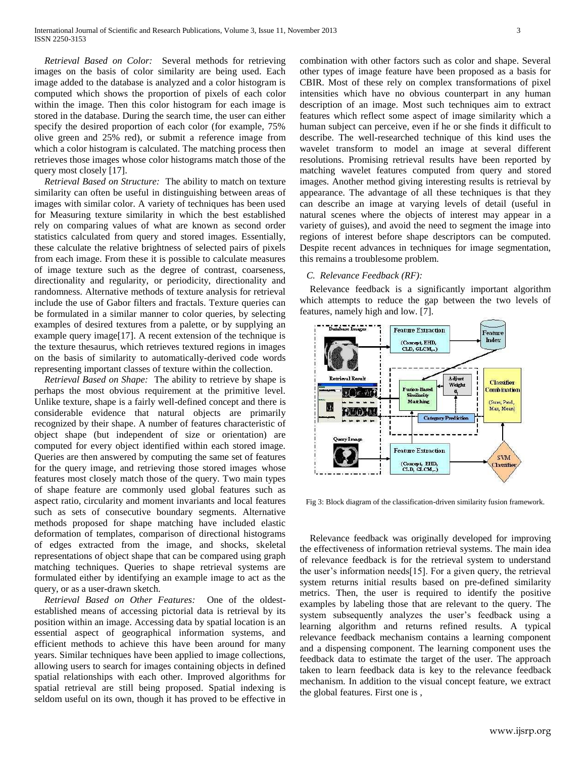*Retrieval Based on Color:* Several methods for retrieving images on the basis of color similarity are being used. Each image added to the database is analyzed and a color histogram is computed which shows the proportion of pixels of each color within the image. Then this color histogram for each image is stored in the database. During the search time, the user can either specify the desired proportion of each color (for example, 75% olive green and 25% red), or submit a reference image from which a color histogram is calculated. The matching process then retrieves those images whose color histograms match those of the query most closely [17].

*Retrieval Based on Structure:* The ability to match on texture similarity can often be useful in distinguishing between areas of images with similar color. A variety of techniques has been used for Measuring texture similarity in which the best established rely on comparing values of what are known as second order statistics calculated from query and stored images. Essentially, these calculate the relative brightness of selected pairs of pixels from each image. From these it is possible to calculate measures of image texture such as the degree of contrast, coarseness, directionality and regularity, or periodicity, directionality and randomness. Alternative methods of texture analysis for retrieval include the use of Gabor filters and fractals. Texture queries can be formulated in a similar manner to color queries, by selecting examples of desired textures from a palette, or by supplying an example query image[17]. A recent extension of the technique is the texture thesaurus, which retrieves textured regions in images on the basis of similarity to automatically-derived code words representing important classes of texture within the collection.

*Retrieval Based on Shape:* The ability to retrieve by shape is perhaps the most obvious requirement at the primitive level. Unlike texture, shape is a fairly well-defined concept and there is considerable evidence that natural objects are primarily recognized by their shape. A number of features characteristic of object shape (but independent of size or orientation) are computed for every object identified within each stored image. Queries are then answered by computing the same set of features for the query image, and retrieving those stored images whose features most closely match those of the query. Two main types of shape feature are commonly used global features such as aspect ratio, circularity and moment invariants and local features such as sets of consecutive boundary segments. Alternative methods proposed for shape matching have included elastic deformation of templates, comparison of directional histograms of edges extracted from the image, and shocks, skeletal representations of object shape that can be compared using graph matching techniques. Queries to shape retrieval systems are formulated either by identifying an example image to act as the query, or as a user-drawn sketch.

*Retrieval Based on Other Features:* One of the oldest-established means of accessing pictorial data is retrieval by its position within an image. Accessing data by spatial location is an essential aspect of geographical information systems, and efficient methods to achieve this have been around for many years. Similar techniques have been applied to image collections, allowing users to search for images containing objects in defined spatial relationships with each other. Improved algorithms for spatial retrieval are still being proposed. Spatial indexing is seldom useful on its own, though it has proved to be effective in combination with other factors such as color and shape. Several other types of image feature have been proposed as a basis for CBIR. Most of these rely on complex transformations of pixel intensities which have no obvious counterpart in any human description of an image. Most such techniques aim to extract features which reflect some aspect of image similarity which a human subject can perceive, even if he or she finds it difficult to describe. The well-researched technique of this kind uses the wavelet transform to model an image at several different resolutions. Promising retrieval results have been reported by matching wavelet features computed from query and stored images. Another method giving interesting results is retrieval by appearance. The advantage of all these techniques is that they can describe an image at varying levels of detail (useful in natural scenes where the objects of interest may appear in a variety of guises), and avoid the need to segment the image into regions of interest before shape descriptors can be computed. Despite recent advances in techniques for image segmentation, this remains a troublesome problem.

### C. Relevance Feedback (RF):

Relevance feedback is a significantly important algorithm which attempts to reduce the gap between the two levels of features, namely high and low. [7].

Fig 3: Block diagram of the classification-driven similarity fusion framework.

Relevance feedback was originally developed for improving the effectiveness of information retrieval systems. The main idea of relevance feedback is for the retrieval system to understand the user's information needs[15]. For a given query, the retrieval system returns initial results based on pre-defined similarity metrics. Then, the user is required to identify the positive examples by labeling those that are relevant to the query. The system subsequently analyzes the user's feedback using a learning algorithm and returns refined results. A typical relevance feedback mechanism contains a learning component and a dispensing component. The learning component uses the feedback data to estimate the target of the user. The approach taken to learn feedback data is key to the relevance feedback mechanism. In addition to the visual concept feature, we extract the global features. First one is ,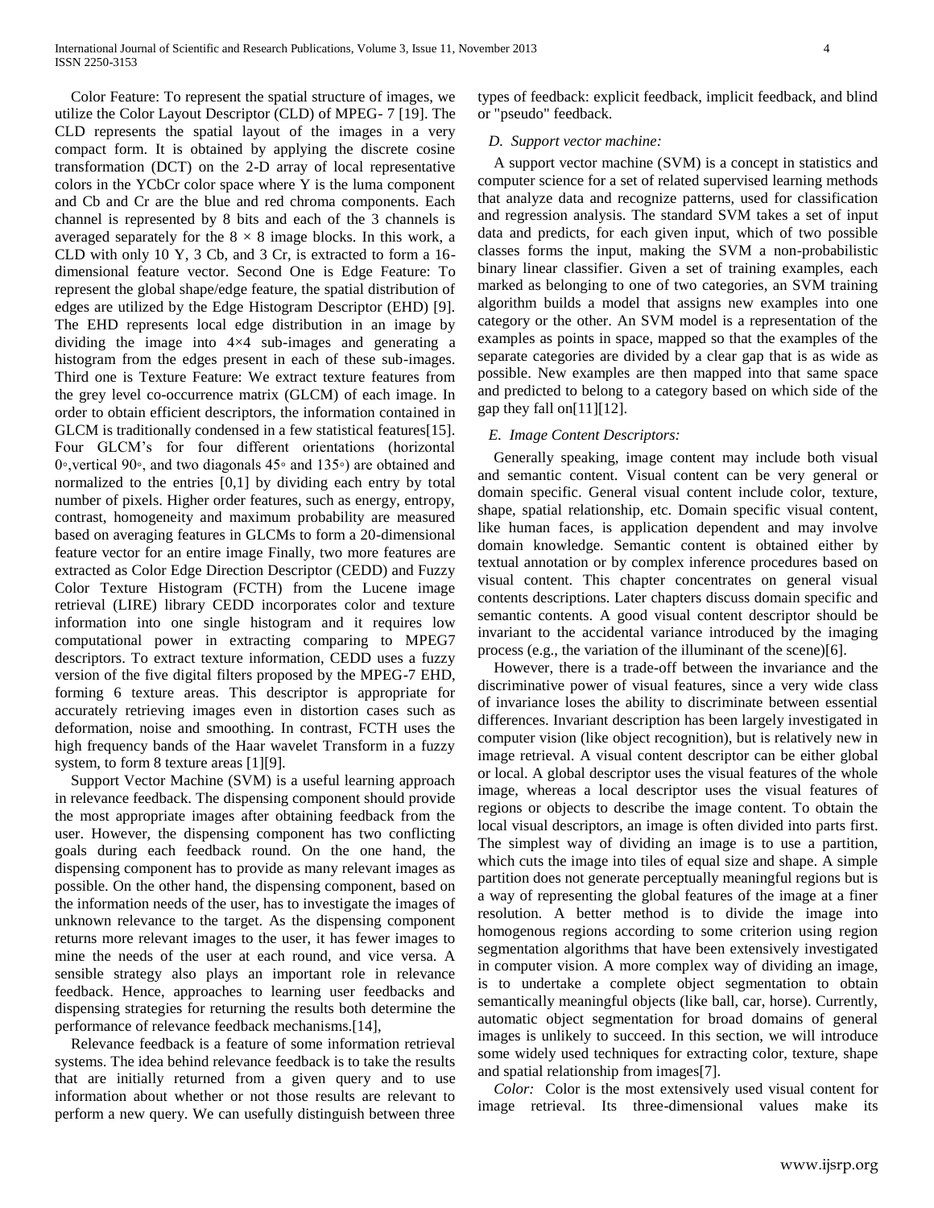Color Feature: To represent the spatial structure of images, we utilize the Color Layout Descriptor (CLD) of MPEG- 7 [19]. The CLD represents the spatial layout of the images in a very compact form. It is obtained by applying the discrete cosine transformation (DCT) on the 2-D array of local representative colors in the YCbCr color space where Y is the luma component and Cb and Cr are the blue and red chroma components. Each channel is represented by 8 bits and each of the 3 channels is averaged separately for the $8 \times 8$ image blocks. In this work, a CLD with only 10 Y, 3 Cb, and 3 Cr, is extracted to form a 16-dimensional feature vector. Second One is Edge Feature: To represent the global shape/edge feature, the spatial distribution of edges are utilized by the Edge Histogram Descriptor (EHD) [9]. The EHD represents local edge distribution in an image by dividing the image into 4×4 sub-images and generating a histogram from the edges present in each of these sub-images. Third one is Texture Feature: We extract texture features from the grey level co-occurrence matrix (GLCM) of each image. In order to obtain efficient descriptors, the information contained in GLCM is traditionally condensed in a few statistical features[15]. Four GLCM's for four different orientations (horizontal 0◦,vertical 90◦, and two diagonals 45◦ and 135◦) are obtained and normalized to the entries [0,1] by dividing each entry by total number of pixels. Higher order features, such as energy, entropy, contrast, homogeneity and maximum probability are measured based on averaging features in GLCMs to form a 20-dimensional feature vector for an entire image Finally, two more features are extracted as Color Edge Direction Descriptor (CEDD) and Fuzzy Color Texture Histogram (FCTH) from the Lucene image retrieval (LIRE) library CEDD incorporates color and texture information into one single histogram and it requires low computational power in extracting comparing to MPEG7 descriptors. To extract texture information, CEDD uses a fuzzy version of the five digital filters proposed by the MPEG-7 EHD, forming 6 texture areas. This descriptor is appropriate for accurately retrieving images even in distortion cases such as deformation, noise and smoothing. In contrast, FCTH uses the high frequency bands of the Haar wavelet Transform in a fuzzy system, to form 8 texture areas [1][9].

Support Vector Machine (SVM) is a useful learning approach in relevance feedback. The dispensing component should provide the most appropriate images after obtaining feedback from the user. However, the dispensing component has two conflicting goals during each feedback round. On the one hand, the dispensing component has to provide as many relevant images as possible. On the other hand, the dispensing component, based on the information needs of the user, has to investigate the images of unknown relevance to the target. As the dispensing component returns more relevant images to the user, it has fewer images to mine the needs of the user at each round, and vice versa. A sensible strategy also plays an important role in relevance feedback. Hence, approaches to learning user feedbacks and dispensing strategies for returning the results both determine the performance of relevance feedback mechanisms.[14],

Relevance feedback is a feature of some information retrieval systems. The idea behind relevance feedback is to take the results that are initially returned from a given query and to use information about whether or not those results are relevant to perform a new query. We can usefully distinguish between three types of feedback: explicit feedback, implicit feedback, and blind or "pseudo" feedback.

### *D. Support vector machine:*

A support vector machine (SVM) is a concept in statistics and computer science for a set of related supervised learning methods that analyze data and recognize patterns, used for classification and regression analysis. The standard SVM takes a set of input data and predicts, for each given input, which of two possible classes forms the input, making the SVM a non-probabilistic binary linear classifier. Given a set of training examples, each marked as belonging to one of two categories, an SVM training algorithm builds a model that assigns new examples into one category or the other. An SVM model is a representation of the examples as points in space, mapped so that the examples of the separate categories are divided by a clear gap that is as wide as possible. New examples are then mapped into that same space and predicted to belong to a category based on which side of the gap they fall on[11][12].

### *E. Image Content Descriptors:*

Generally speaking, image content may include both visual and semantic content. Visual content can be very general or domain specific. General visual content include color, texture, shape, spatial relationship, etc. Domain specific visual content, like human faces, is application dependent and may involve domain knowledge. Semantic content is obtained either by textual annotation or by complex inference procedures based on visual content. This chapter concentrates on general visual contents descriptions. Later chapters discuss domain specific and semantic contents. A good visual content descriptor should be invariant to the accidental variance introduced by the imaging process (e.g., the variation of the illuminant of the scene)[6].

However, there is a trade-off between the invariance and the discriminative power of visual features, since a very wide class of invariance loses the ability to discriminate between essential differences. Invariant description has been largely investigated in computer vision (like object recognition), but is relatively new in image retrieval. A visual content descriptor can be either global or local. A global descriptor uses the visual features of the whole image, whereas a local descriptor uses the visual features of regions or objects to describe the image content. To obtain the local visual descriptors, an image is often divided into parts first. The simplest way of dividing an image is to use a partition, which cuts the image into tiles of equal size and shape. A simple partition does not generate perceptually meaningful regions but is a way of representing the global features of the image at a finer resolution. A better method is to divide the image into homogenous regions according to some criterion using region segmentation algorithms that have been extensively investigated in computer vision. A more complex way of dividing an image, is to undertake a complete object segmentation to obtain semantically meaningful objects (like ball, car, horse). Currently, automatic object segmentation for broad domains of general images is unlikely to succeed. In this section, we will introduce some widely used techniques for extracting color, texture, shape and spatial relationship from images[7].

*Color:* Color is the most extensively used visual content for image retrieval. Its three-dimensional values make its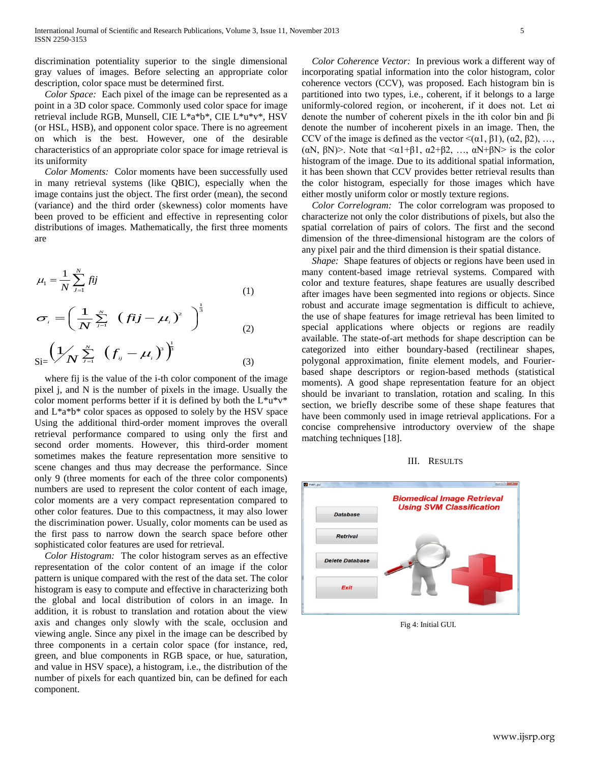discrimination potentiality superior to the single dimensional gray values of images. Before selecting an appropriate color description, color space must be determined first.

*Color Space:* Each pixel of the image can be represented as a point in a 3D color space. Commonly used color space for image retrieval include RGB, Munsell, CIE L*a*b*, CIE L*u*v*, HSV (or HSL, HSB), and opponent color space. There is no agreement on which is the best. However, one of the desirable characteristics of an appropriate color space for image retrieval is its uniformity

*Color Moments:* Color moments have been successfully used in many retrieval systems (like QBIC), especially when the image contains just the object. The first order (mean), the second (variance) and the third order (skewness) color moments have been proved to be efficient and effective in representing color distributions of images. Mathematically, the first three moments are

$$\mu_1 = \frac{1}{N}\sum_{J=1}^{N} fij \quad (1)$$

$$\sigma_i = \left(\frac{1}{N}\sum_{J=1}^{N} (fij - \mu_i)^2\right)^{\frac{1}{3}} \quad (2)$$

$$S_i = \left(\frac{1}{N}\sum_{J=1}^{N} (f_{ij} - \mu_i)^3\right)^{\frac{1}{3}} \quad (3)$$

where fij is the value of the i-th color component of the image pixel j, and N is the number of pixels in the image. Usually the color moment performs better if it is defined by both the L*u*v* and L*a*b* color spaces as opposed to solely by the HSV space Using the additional third-order moment improves the overall retrieval performance compared to using only the first and second order moments. However, this third-order moment sometimes makes the feature representation more sensitive to scene changes and thus may decrease the performance. Since only 9 (three moments for each of the three color components) numbers are used to represent the color content of each image, color moments are a very compact representation compared to other color features. Due to this compactness, it may also lower the discrimination power. Usually, color moments can be used as the first pass to narrow down the search space before other sophisticated color features are used for retrieval.

*Color Histogram:* The color histogram serves as an effective representation of the color content of an image if the color pattern is unique compared with the rest of the data set. The color histogram is easy to compute and effective in characterizing both the global and local distribution of colors in an image. In addition, it is robust to translation and rotation about the view axis and changes only slowly with the scale, occlusion and viewing angle. Since any pixel in the image can be described by three components in a certain color space (for instance, red, green, and blue components in RGB space, or hue, saturation, and value in HSV space), a histogram, i.e., the distribution of the number of pixels for each quantized bin, can be defined for each component.

*Color Coherence Vector:* In previous work a different way of incorporating spatial information into the color histogram, color coherence vectors (CCV), was proposed. Each histogram bin is partitioned into two types, i.e., coherent, if it belongs to a large uniformly-colored region, or incoherent, if it does not. Let $\alpha_i$ denote the number of coherent pixels in the ith color bin and $\beta_i$ denote the number of incoherent pixels in an image. Then, the CCV of the image is defined as the vector $<(\alpha_1, \beta_1), (\alpha_2, \beta_2), \ldots, (\alpha_N, \beta_N)>$. Note that $<\alpha_1+\beta_1, \alpha_2+\beta_2, \ldots, \alpha_N+\beta_N>$ is the color histogram of the image. Due to its additional spatial information, it has been shown that CCV provides better retrieval results than the color histogram, especially for those images which have either mostly uniform color or mostly texture regions.

*Color Correlogram:* The color correlogram was proposed to characterize not only the color distributions of pixels, but also the spatial correlation of pairs of colors. The first and the second dimension of the three-dimensional histogram are the colors of any pixel pair and the third dimension is their spatial distance.

*Shape:* Shape features of objects or regions have been used in many content-based image retrieval systems. Compared with color and texture features, shape features are usually described after images have been segmented into regions or objects. Since robust and accurate image segmentation is difficult to achieve, the use of shape features for image retrieval has been limited to special applications where objects or regions are readily available. The state-of-art methods for shape description can be categorized into either boundary-based (rectilinear shapes, polygonal approximation, finite element models, and Fourier-based shape descriptors or region-based methods (statistical moments). A good shape representation feature for an object should be invariant to translation, rotation and scaling. In this section, we briefly describe some of these shape features that have been commonly used in image retrieval applications. For a concise comprehensive introductory overview of the shape matching techniques [18].

## III. Results

main_gui

Biomedical Image Retrieval Using SVM Classification

Database

Retrival

Delete Database

Exit

Fig 4: Initial GUI.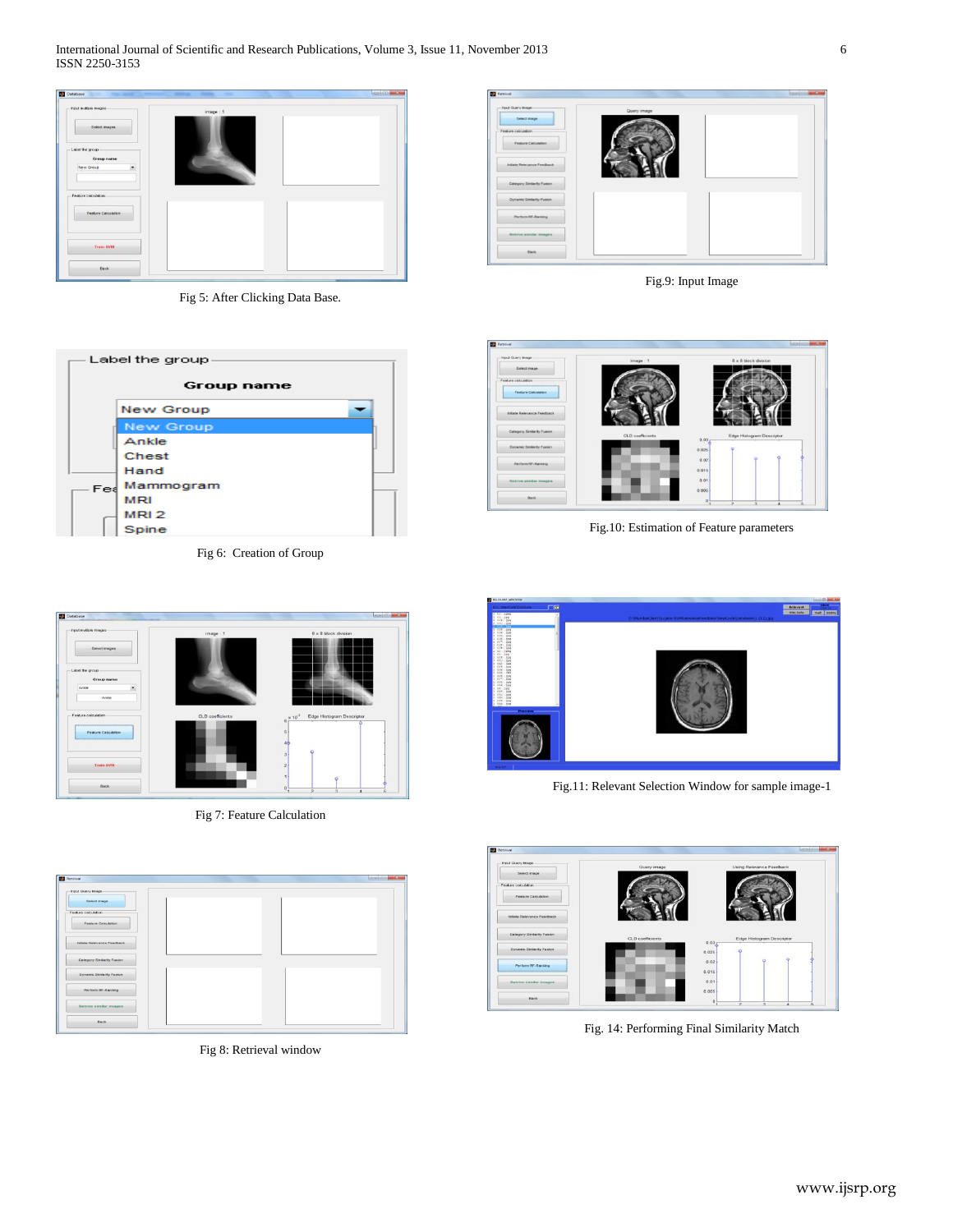Fig 5: After Clicking Data Base.

Fig 6: Creation of Group

Fig 7: Feature Calculation

Fig 8: Retrieval window

Fig.9: Input Image

Fig.10: Estimation of Feature parameters

Fig.11: Relevant Selection Window for sample image-1

Fig. 14: Performing Final Similarity Match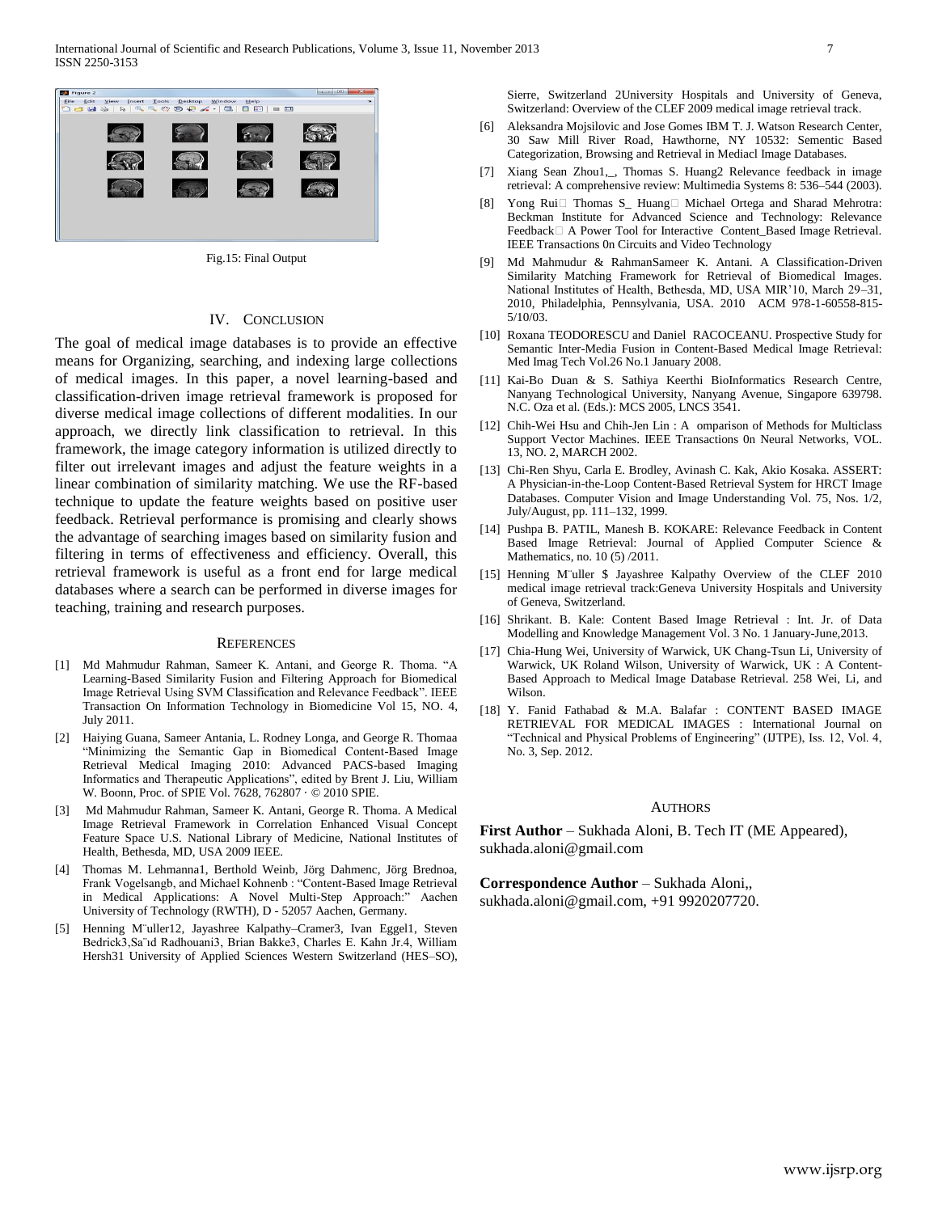Fig.15: Final Output

## IV. CONCLUSION

The goal of medical image databases is to provide an effective means for Organizing, searching, and indexing large collections of medical images. In this paper, a novel learning-based and classification-driven image retrieval framework is proposed for diverse medical image collections of different modalities. In our approach, we directly link classification to retrieval. In this framework, the image category information is utilized directly to filter out irrelevant images and adjust the feature weights in a linear combination of similarity matching. We use the RF-based technique to update the feature weights based on positive user feedback. Retrieval performance is promising and clearly shows the advantage of searching images based on similarity fusion and filtering in terms of effectiveness and efficiency. Overall, this retrieval framework is useful as a front end for large medical databases where a search can be performed in diverse images for teaching, training and research purposes.

## REFERENCES

[1] Md Mahmudur Rahman, Sameer K. Antani, and George R. Thoma. "A Learning-Based Similarity Fusion and Filtering Approach for Biomedical Image Retrieval Using SVM Classification and Relevance Feedback". IEEE Transaction On Information Technology in Biomedicine Vol 15, NO. 4, July 2011.

[2] Haiying Guana, Sameer Antania, L. Rodney Longa, and George R. Thomaa "Minimizing the Semantic Gap in Biomedical Content-Based Image Retrieval Medical Imaging 2010: Advanced PACS-based Imaging Informatics and Therapeutic Applications", edited by Brent J. Liu, William W. Boonn, Proc. of SPIE Vol. 7628, 762807 · © 2010 SPIE.

[3] Md Mahmudur Rahman, Sameer K. Antani, George R. Thoma. A Medical Image Retrieval Framework in Correlation Enhanced Visual Concept Feature Space U.S. National Library of Medicine, National Institutes of Health, Bethesda, MD, USA 2009 IEEE.

[4] Thomas M. Lehmanna1, Berthold Weinb, Jörg Dahmenc, Jörg Brednoa, Frank Vogelsangb, and Michael Kohnenb : "Content-Based Image Retrieval in Medical Applications: A Novel Multi-Step Approach:" Aachen University of Technology (RWTH), D - 52057 Aachen, Germany.

[5] Henning M¨uller12, Jayashree Kalpathy–Cramer3, Ivan Eggel1, Steven Bedrick3,Sa¨ıd Radhouani3, Brian Bakke3, Charles E. Kahn Jr.4, William Hersh31 University of Applied Sciences Western Switzerland (HES–SO), Sierre, Switzerland 2University Hospitals and University of Geneva, Switzerland: Overview of the CLEF 2009 medical image retrieval track.

[6] Aleksandra Mojsilovic and Jose Gomes IBM T. J. Watson Research Center, 30 Saw Mill River Road, Hawthorne, NY 10532: Sementic Based Categorization, Browsing and Retrieval in Mediacl Image Databases.

[7] Xiang Sean Zhou1,_, Thomas S. Huang2 Relevance feedback in image retrieval: A comprehensive review: Multimedia Systems 8: 536–544 (2003).

[8] Yong Rui Thomas S_ Huang Michael Ortega and Sharad Mehrotra: Beckman Institute for Advanced Science and Technology: Relevance Feedback A Power Tool for Interactive Content_Based Image Retrieval. IEEE Transactions 0n Circuits and Video Technology

[9] Md Mahmudur & RahmanSameer K. Antani. A Classification-Driven Similarity Matching Framework for Retrieval of Biomedical Images. National Institutes of Health, Bethesda, MD, USA MIR'10, March 29–31, 2010, Philadelphia, Pennsylvania, USA. 2010 ACM 978-1-60558-815-5/10/03.

[10] Roxana TEODORESCU and Daniel RACOCEANU. Prospective Study for Semantic Inter-Media Fusion in Content-Based Medical Image Retrieval: Med Imag Tech Vol.26 No.1 January 2008.

[11] Kai-Bo Duan & S. Sathiya Keerthi BioInformatics Research Centre, Nanyang Technological University, Nanyang Avenue, Singapore 639798. N.C. Oza et al. (Eds.): MCS 2005, LNCS 3541.

[12] Chih-Wei Hsu and Chih-Jen Lin : A omparison of Methods for Multiclass Support Vector Machines. IEEE Transactions 0n Neural Networks, VOL. 13, NO. 2, MARCH 2002.

[13] Chi-Ren Shyu, Carla E. Brodley, Avinash C. Kak, Akio Kosaka. ASSERT: A Physician-in-the-Loop Content-Based Retrieval System for HRCT Image Databases. Computer Vision and Image Understanding Vol. 75, Nos. 1/2, July/August, pp. 111–132, 1999.

[14] Pushpa B. PATIL, Manesh B. KOKARE: Relevance Feedback in Content Based Image Retrieval: Journal of Applied Computer Science & Mathematics, no. 10 (5) /2011.

[15] Henning M¨uller $ Jayashree Kalpathy Overview of the CLEF 2010 medical image retrieval track:Geneva University Hospitals and University of Geneva, Switzerland.

[16] Shrikant. B. Kale: Content Based Image Retrieval : Int. Jr. of Data Modelling and Knowledge Management Vol. 3 No. 1 January-June,2013.

[17] Chia-Hung Wei, University of Warwick, UK Chang-Tsun Li, University of Warwick, UK Roland Wilson, University of Warwick, UK : A Content-Based Approach to Medical Image Database Retrieval. 258 Wei, Li, and Wilson.

[18] Y. Fanid Fathabad & M.A. Balafar : CONTENT BASED IMAGE RETRIEVAL FOR MEDICAL IMAGES : International Journal on "Technical and Physical Problems of Engineering" (IJTPE), Iss. 12, Vol. 4, No. 3, Sep. 2012.

## AUTHORS

**First Author** – Sukhada Aloni, B. Tech IT (ME Appeared), sukhada.aloni@gmail.com

**Correspondence Author** – Sukhada Aloni,, sukhada.aloni@gmail.com, +91 9920207720.